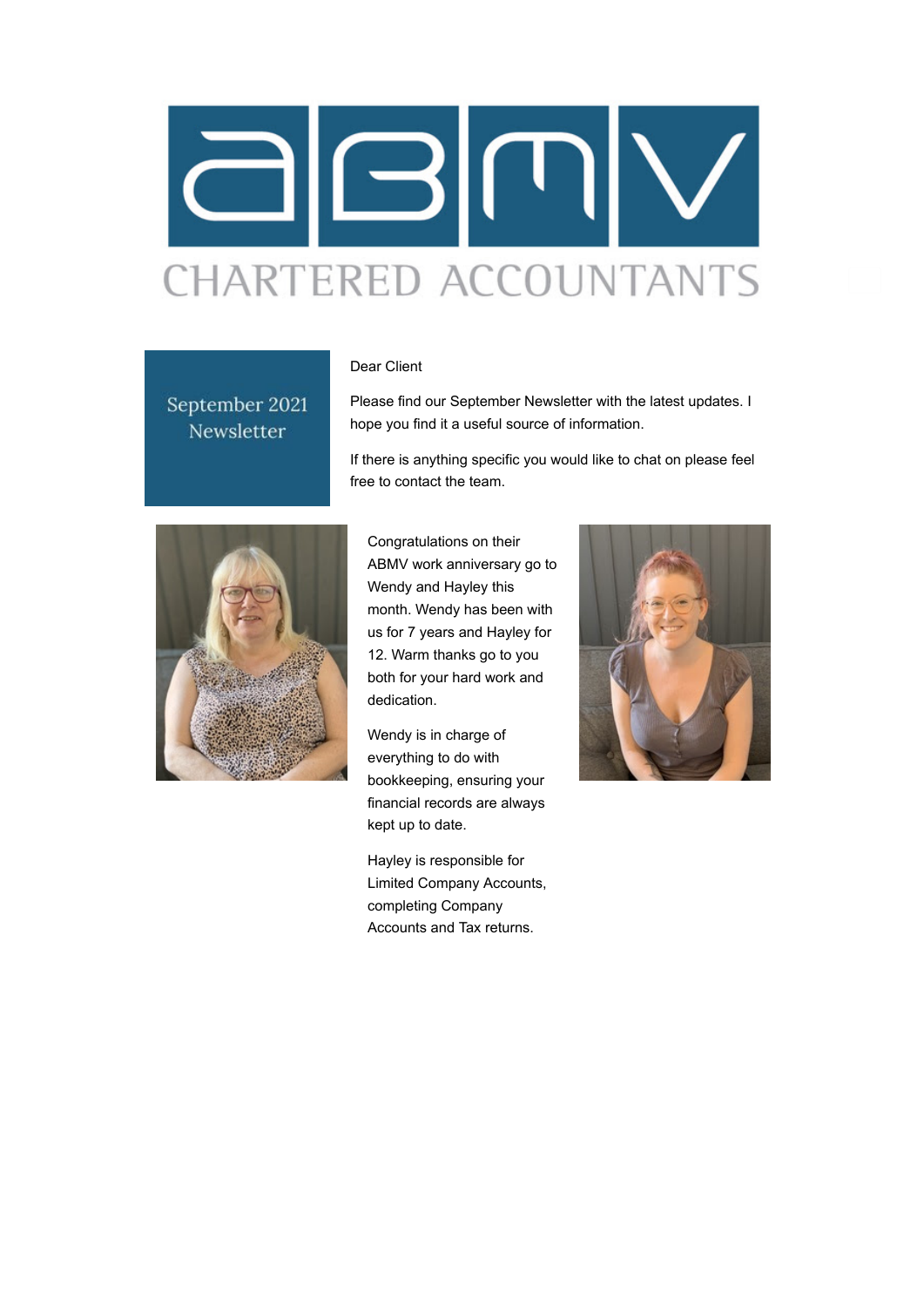# ABMV CHARTERED ACCOUNTANTS

## September 2021 Newsletter

Dear Client

Please find our September Newsletter with the latest updates. I hope you find it a useful source of information.

If there is anything specific you would like to chat on please feel free to contact the team.

Congratulations on their ABMV work anniversary go to Wendy and Hayley this month. Wendy has been with us for 7 years and Hayley for 12. Warm thanks go to you both for your hard work and dedication.

Wendy is in charge of everything to do with bookkeeping, ensuring your financial records are always kept up to date.

Hayley is responsible for Limited Company Accounts, completing Company Accounts and Tax returns.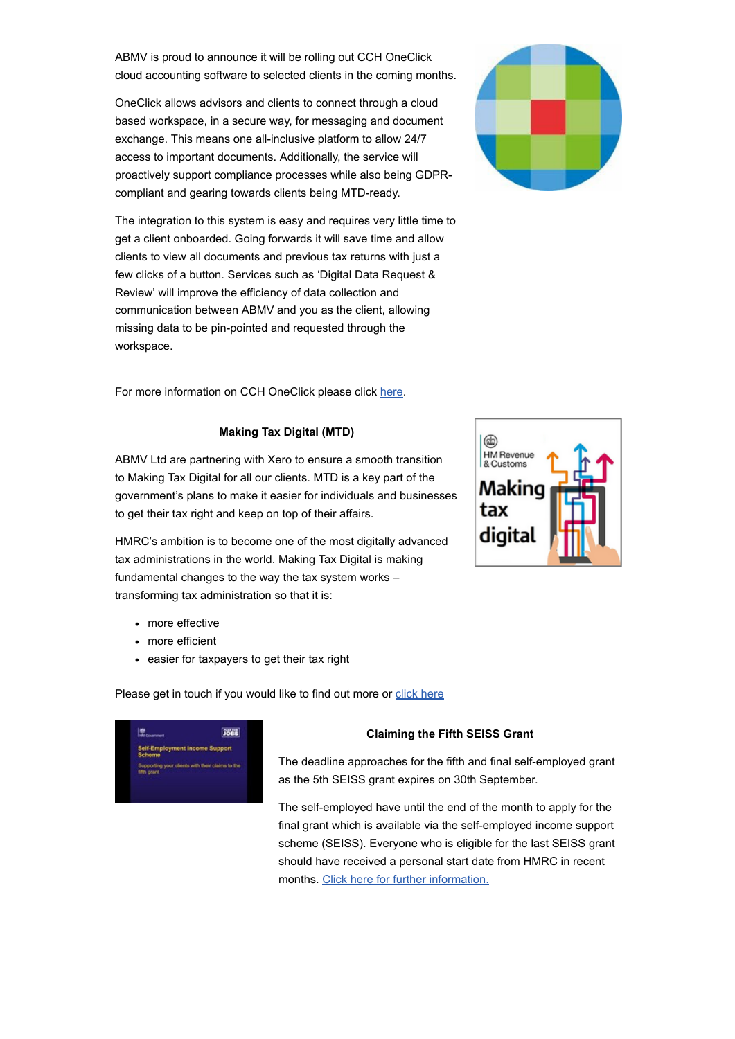ABMV is proud to announce it will be rolling out CCH OneClick cloud accounting software to selected clients in the coming months.

OneClick allows advisors and clients to connect through a cloud based workspace, in a secure way, for messaging and document exchange. This means one all-inclusive platform to allow 24/7 access to important documents. Additionally, the service will proactively support compliance processes while also being GDPR-compliant and gearing towards clients being MTD-ready.

The integration to this system is easy and requires very little time to get a client onboarded. Going forwards it will save time and allow clients to view all documents and previous tax returns with just a few clicks of a button. Services such as 'Digital Data Request & Review' will improve the efficiency of data collection and communication between ABMV and you as the client, allowing missing data to be pin-pointed and requested through the workspace.

For more information on CCH OneClick please click here.

**Making Tax Digital (MTD)**

ABMV Ltd are partnering with Xero to ensure a smooth transition to Making Tax Digital for all our clients. MTD is a key part of the government's plans to make it easier for individuals and businesses to get their tax right and keep on top of their affairs.

HMRC's ambition is to become one of the most digitally advanced tax administrations in the world. Making Tax Digital is making fundamental changes to the way the tax system works – transforming tax administration so that it is:

- more effective
- more efficient
- easier for taxpayers to get their tax right

Please get in touch if you would like to find out more or click here

**Claiming the Fifth SEISS Grant**

The deadline approaches for the fifth and final self-employed grant as the 5th SEISS grant expires on 30th September.

The self-employed have until the end of the month to apply for the final grant which is available via the self-employed income support scheme (SEISS). Everyone who is eligible for the last SEISS grant should have received a personal start date from HMRC in recent months. Click here for further information.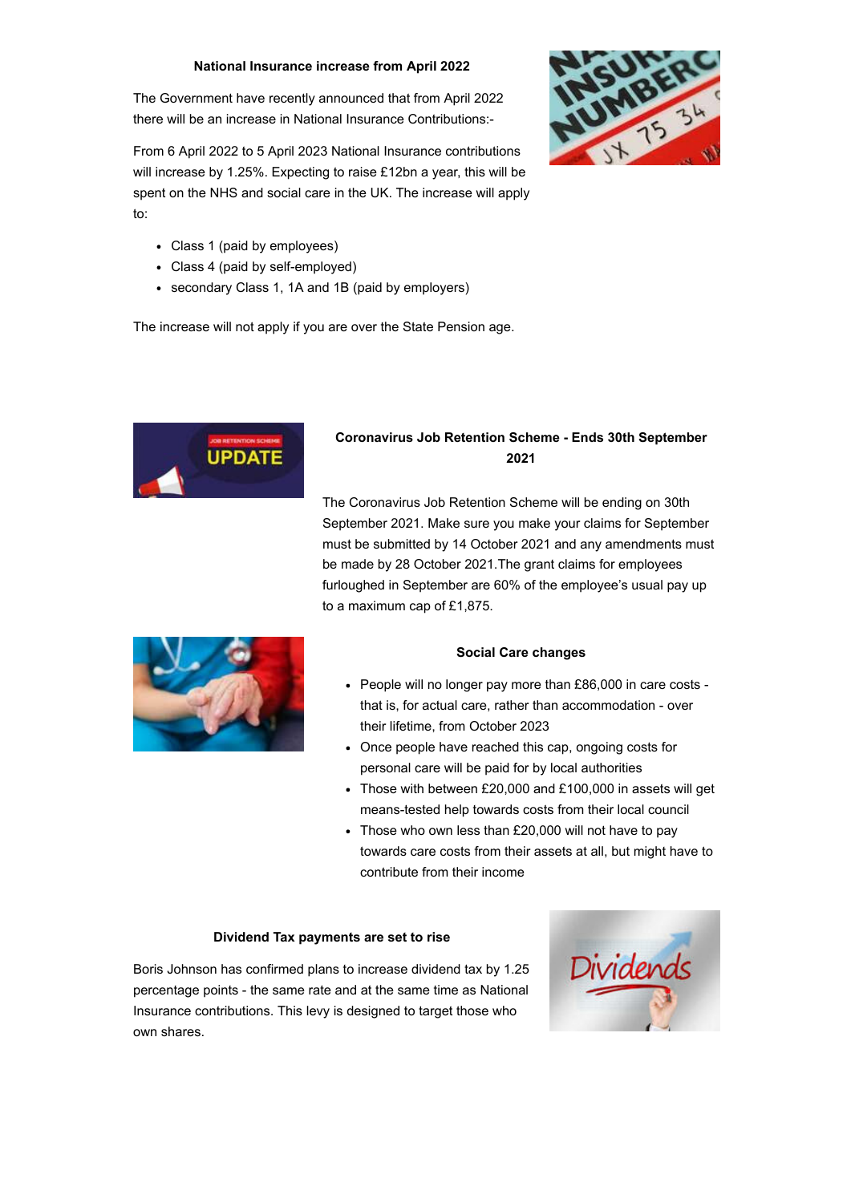**National Insurance increase from April 2022**

The Government have recently announced that from April 2022 there will be an increase in National Insurance Contributions:-

From 6 April 2022 to 5 April 2023 National Insurance contributions will increase by 1.25%. Expecting to raise £12bn a year, this will be spent on the NHS and social care in the UK. The increase will apply to:

- Class 1 (paid by employees)
- Class 4 (paid by self-employed)
- secondary Class 1, 1A and 1B (paid by employers)

The increase will not apply if you are over the State Pension age.

**Coronavirus Job Retention Scheme - Ends 30th September 2021**

The Coronavirus Job Retention Scheme will be ending on 30th September 2021. Make sure you make your claims for September must be submitted by 14 October 2021 and any amendments must be made by 28 October 2021.The grant claims for employees furloughed in September are 60% of the employee's usual pay up to a maximum cap of £1,875.

**Social Care changes**

- People will no longer pay more than £86,000 in care costs - that is, for actual care, rather than accommodation - over their lifetime, from October 2023
- Once people have reached this cap, ongoing costs for personal care will be paid for by local authorities
- Those with between £20,000 and £100,000 in assets will get means-tested help towards costs from their local council
- Those who own less than £20,000 will not have to pay towards care costs from their assets at all, but might have to contribute from their income

**Dividend Tax payments are set to rise**

Boris Johnson has confirmed plans to increase dividend tax by 1.25 percentage points - the same rate and at the same time as National Insurance contributions. This levy is designed to target those who own shares.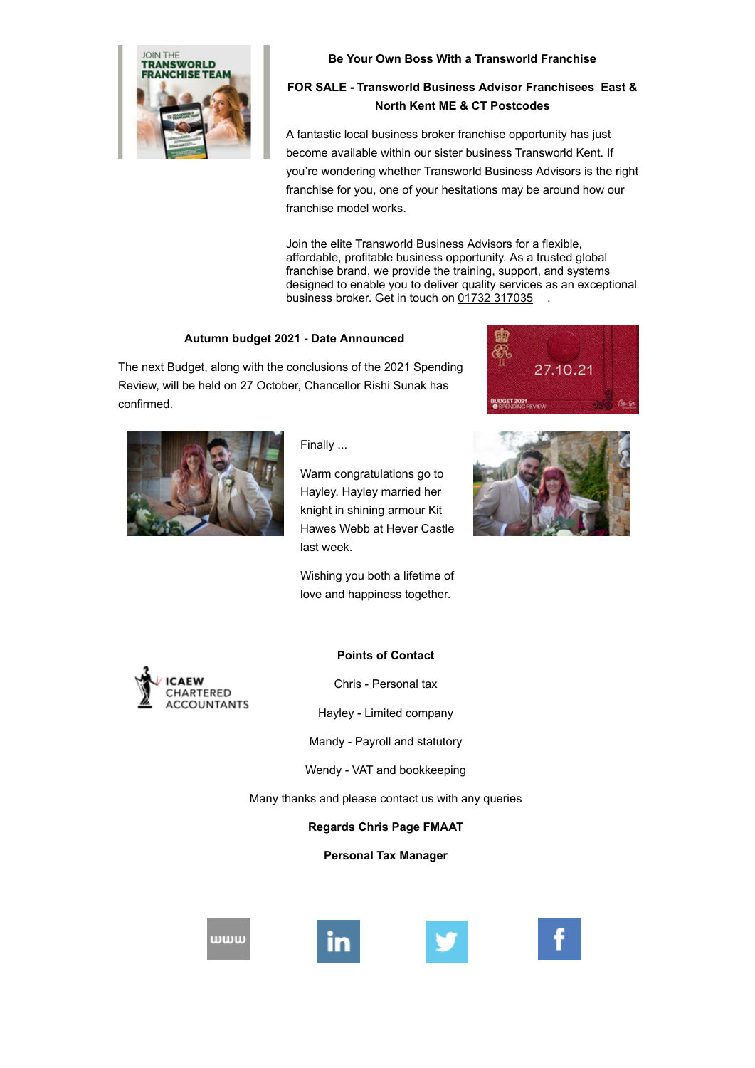**Be Your Own Boss With a Transworld Franchise**

**FOR SALE - Transworld Business Advisor Franchisees East & North Kent ME & CT Postcodes**

A fantastic local business broker franchise opportunity has just become available within our sister business Transworld Kent. If you're wondering whether Transworld Business Advisors is the right franchise for you, one of your hesitations may be around how our franchise model works.

Join the elite Transworld Business Advisors for a flexible, affordable, profitable business opportunity. As a trusted global franchise brand, we provide the training, support, and systems designed to enable you to deliver quality services as an exceptional business broker. Get in touch on 01732 317035 .

**Autumn budget 2021 - Date Announced**

The next Budget, along with the conclusions of the 2021 Spending Review, will be held on 27 October, Chancellor Rishi Sunak has confirmed.

Finally ...

Warm congratulations go to Hayley. Hayley married her knight in shining armour Kit Hawes Webb at Hever Castle last week.

Wishing you both a lifetime of love and happiness together.

**Points of Contact**

Chris - Personal tax

Hayley - Limited company

Mandy - Payroll and statutory

Wendy - VAT and bookkeeping

Many thanks and please contact us with any queries

**Regards Chris Page FMAAT**

**Personal Tax Manager**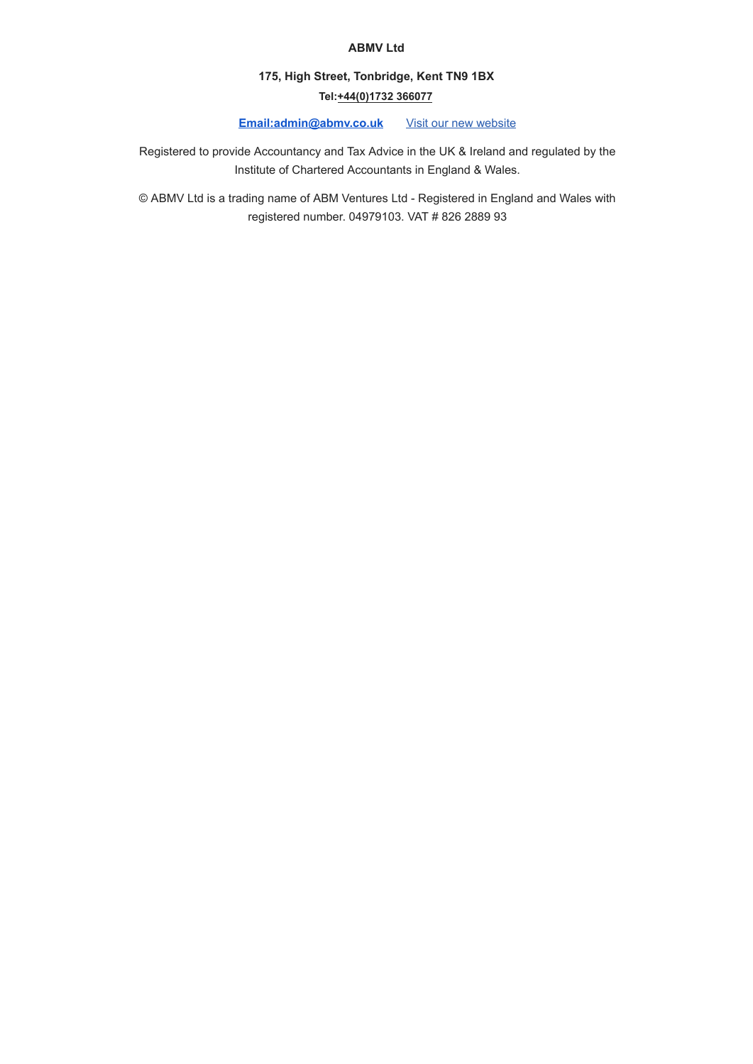**ABMV Ltd**

**175, High Street, Tonbridge, Kent TN9 1BX**

**Tel:+44(0)1732 366077**

**Email:admin@abmv.co.uk** Visit our new website

Registered to provide Accountancy and Tax Advice in the UK & Ireland and regulated by the Institute of Chartered Accountants in England & Wales.

© ABMV Ltd is a trading name of ABM Ventures Ltd - Registered in England and Wales with registered number. 04979103. VAT # 826 2889 93